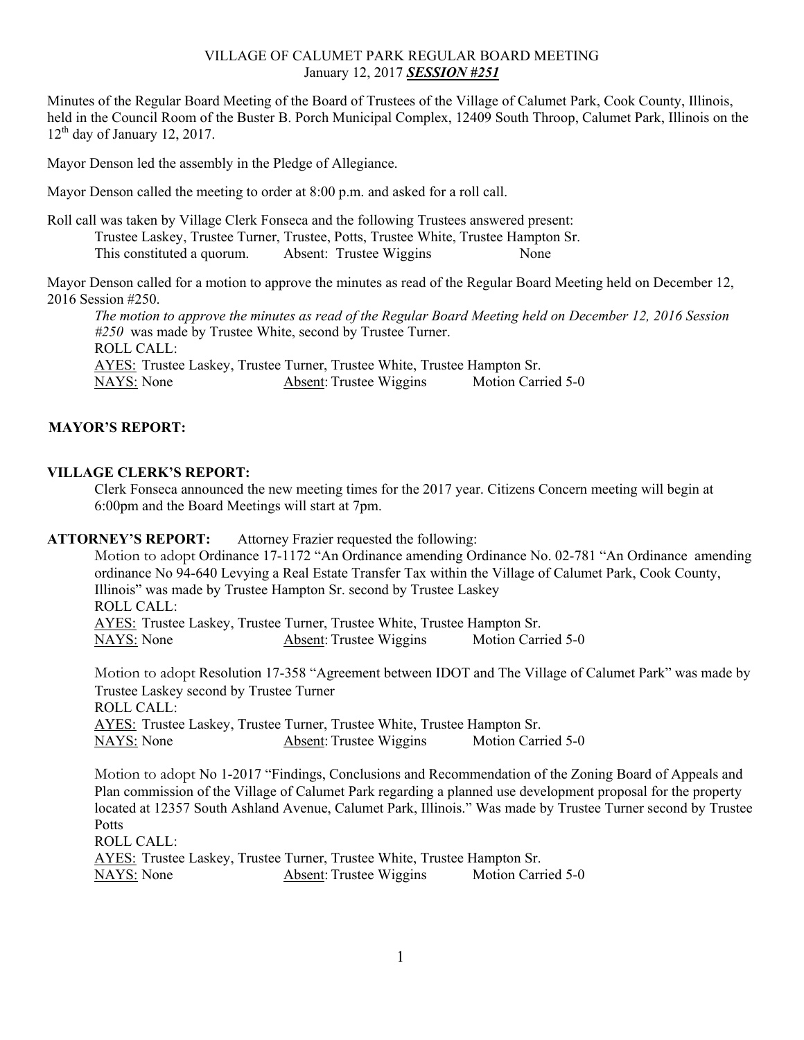VILLAGE OF CALUMET PARK REGULAR BOARD MEETING
January 12, 2017 ***SESSION #251***

Minutes of the Regular Board Meeting of the Board of Trustees of the Village of Calumet Park, Cook County, Illinois, held in the Council Room of the Buster B. Porch Municipal Complex, 12409 South Throop, Calumet Park, Illinois on the 12th day of January 12, 2017.

Mayor Denson led the assembly in the Pledge of Allegiance.

Mayor Denson called the meeting to order at 8:00 p.m. and asked for a roll call.

Roll call was taken by Village Clerk Fonseca and the following Trustees answered present:
Trustee Laskey, Trustee Turner, Trustee, Potts, Trustee White, Trustee Hampton Sr.
This constituted a quorum. Absent: Trustee Wiggins None

Mayor Denson called for a motion to approve the minutes as read of the Regular Board Meeting held on December 12, 2016 Session #250.

*The motion to approve the minutes as read of the Regular Board Meeting held on December 12, 2016 Session #250* was made by Trustee White, second by Trustee Turner.
ROLL CALL:
AYES: Trustee Laskey, Trustee Turner, Trustee White, Trustee Hampton Sr.
NAYS: None Absent: Trustee Wiggins Motion Carried 5-0

**MAYOR'S REPORT:**

**VILLAGE CLERK'S REPORT:**

Clerk Fonseca announced the new meeting times for the 2017 year. Citizens Concern meeting will begin at 6:00pm and the Board Meetings will start at 7pm.

**ATTORNEY'S REPORT:** Attorney Frazier requested the following:

Motion to adopt Ordinance 17-1172 "An Ordinance amending Ordinance No. 02-781 "An Ordinance amending ordinance No 94-640 Levying a Real Estate Transfer Tax within the Village of Calumet Park, Cook County, Illinois" was made by Trustee Hampton Sr. second by Trustee Laskey
ROLL CALL:
AYES: Trustee Laskey, Trustee Turner, Trustee White, Trustee Hampton Sr.
NAYS: None Absent: Trustee Wiggins Motion Carried 5-0

Motion to adopt Resolution 17-358 "Agreement between IDOT and The Village of Calumet Park" was made by Trustee Laskey second by Trustee Turner
ROLL CALL:
AYES: Trustee Laskey, Trustee Turner, Trustee White, Trustee Hampton Sr.
NAYS: None Absent: Trustee Wiggins Motion Carried 5-0

Motion to adopt No 1-2017 "Findings, Conclusions and Recommendation of the Zoning Board of Appeals and Plan commission of the Village of Calumet Park regarding a planned use development proposal for the property located at 12357 South Ashland Avenue, Calumet Park, Illinois." Was made by Trustee Turner second by Trustee Potts
ROLL CALL:
AYES: Trustee Laskey, Trustee Turner, Trustee White, Trustee Hampton Sr.
NAYS: None Absent: Trustee Wiggins Motion Carried 5-0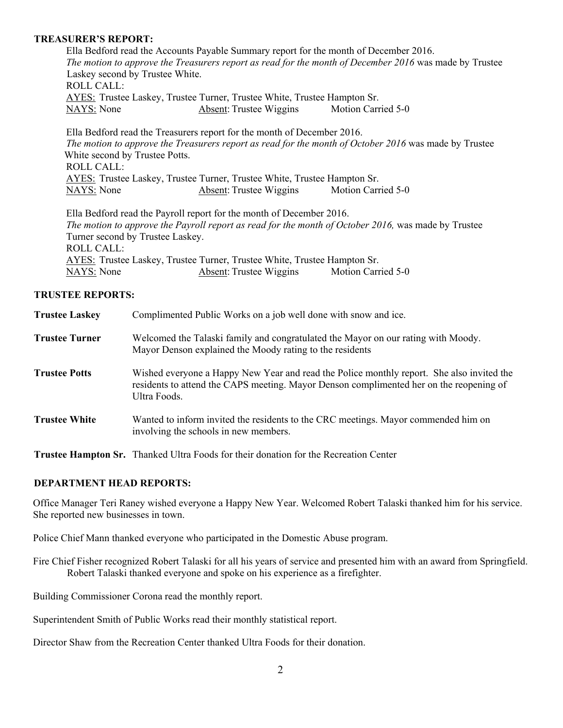## TREASURER'S REPORT:

Ella Bedford read the Accounts Payable Summary report for the month of December 2016.
*The motion to approve the Treasurers report as read for the month of December 2016* was made by Trustee Laskey second by Trustee White.
ROLL CALL:
AYES: Trustee Laskey, Trustee Turner, Trustee White, Trustee Hampton Sr.
NAYS: None Absent: Trustee Wiggins Motion Carried 5-0

Ella Bedford read the Treasurers report for the month of December 2016.
*The motion to approve the Treasurers report as read for the month of October 2016* was made by Trustee White second by Trustee Potts.
ROLL CALL:
AYES: Trustee Laskey, Trustee Turner, Trustee White, Trustee Hampton Sr.
NAYS: None Absent: Trustee Wiggins Motion Carried 5-0

Ella Bedford read the Payroll report for the month of December 2016.
*The motion to approve the Payroll report as read for the month of October 2016,* was made by Trustee Turner second by Trustee Laskey.
ROLL CALL:
AYES: Trustee Laskey, Trustee Turner, Trustee White, Trustee Hampton Sr.
NAYS: None Absent: Trustee Wiggins Motion Carried 5-0

## TRUSTEE REPORTS:

**Trustee Laskey** Complimented Public Works on a job well done with snow and ice.

**Trustee Turner** Welcomed the Talaski family and congratulated the Mayor on our rating with Moody. Mayor Denson explained the Moody rating to the residents

**Trustee Potts** Wished everyone a Happy New Year and read the Police monthly report. She also invited the residents to attend the CAPS meeting. Mayor Denson complimented her on the reopening of Ultra Foods.

**Trustee White** Wanted to inform invited the residents to the CRC meetings. Mayor commended him on involving the schools in new members.

**Trustee Hampton Sr.** Thanked Ultra Foods for their donation for the Recreation Center

## DEPARTMENT HEAD REPORTS:

Office Manager Teri Raney wished everyone a Happy New Year. Welcomed Robert Talaski thanked him for his service. She reported new businesses in town.

Police Chief Mann thanked everyone who participated in the Domestic Abuse program.

Fire Chief Fisher recognized Robert Talaski for all his years of service and presented him with an award from Springfield. Robert Talaski thanked everyone and spoke on his experience as a firefighter.

Building Commissioner Corona read the monthly report.

Superintendent Smith of Public Works read their monthly statistical report.

Director Shaw from the Recreation Center thanked Ultra Foods for their donation.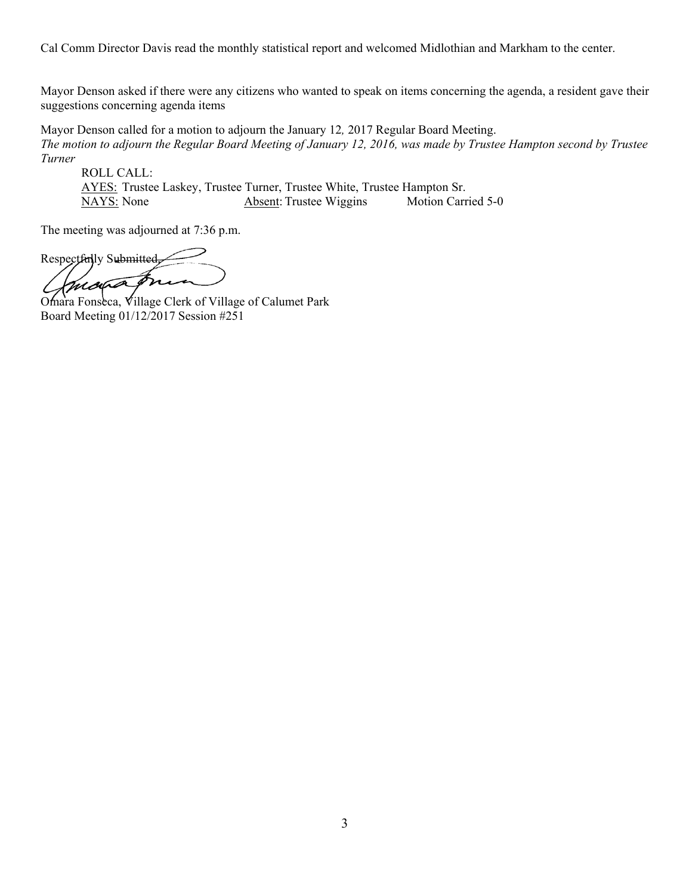Cal Comm Director Davis read the monthly statistical report and welcomed Midlothian and Markham to the center.

Mayor Denson asked if there were any citizens who wanted to speak on items concerning the agenda, a resident gave their suggestions concerning agenda items

Mayor Denson called for a motion to adjourn the January 12, 2017 Regular Board Meeting.
*The motion to adjourn the Regular Board Meeting of January 12, 2016, was made by Trustee Hampton second by Trustee Turner*

ROLL CALL:
AYES: Trustee Laskey, Trustee Turner, Trustee White, Trustee Hampton Sr.
NAYS: None    Absent: Trustee Wiggins    Motion Carried 5-0

The meeting was adjourned at 7:36 p.m.

Respectfully Submitted,

Omara Fonseca, Village Clerk of Village of Calumet Park
Board Meeting 01/12/2017 Session #251